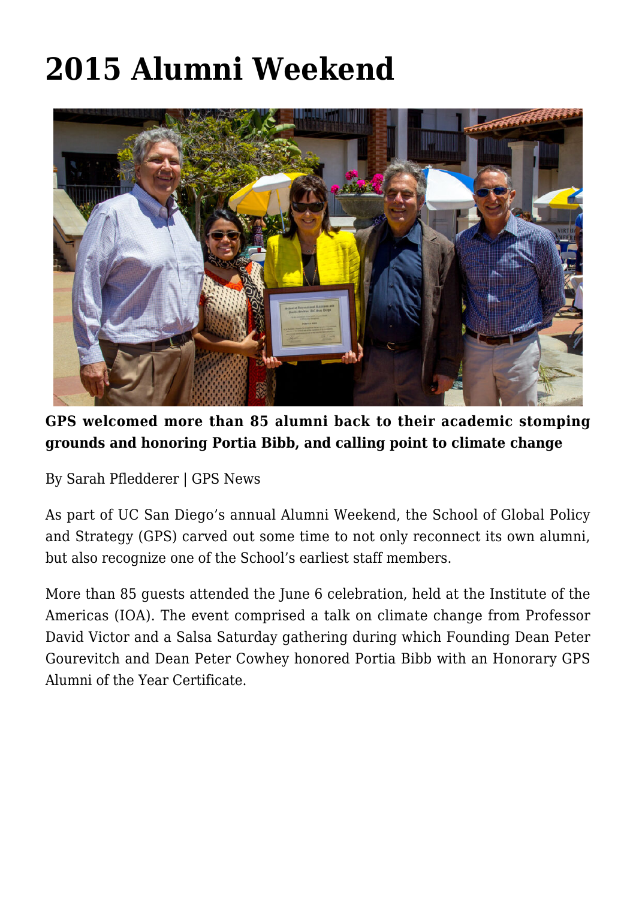# 2015 Alumni Weekend

**GPS welcomed more than 85 alumni back to their academic stomping grounds and honoring Portia Bibb, and calling point to climate change**

By Sarah Pfledderer | GPS News

As part of UC San Diego's annual Alumni Weekend, the School of Global Policy and Strategy (GPS) carved out some time to not only reconnect its own alumni, but also recognize one of the School's earliest staff members.

More than 85 guests attended the June 6 celebration, held at the Institute of the Americas (IOA). The event comprised a talk on climate change from Professor David Victor and a Salsa Saturday gathering during which Founding Dean Peter Gourevitch and Dean Peter Cowhey honored Portia Bibb with an Honorary GPS Alumni of the Year Certificate.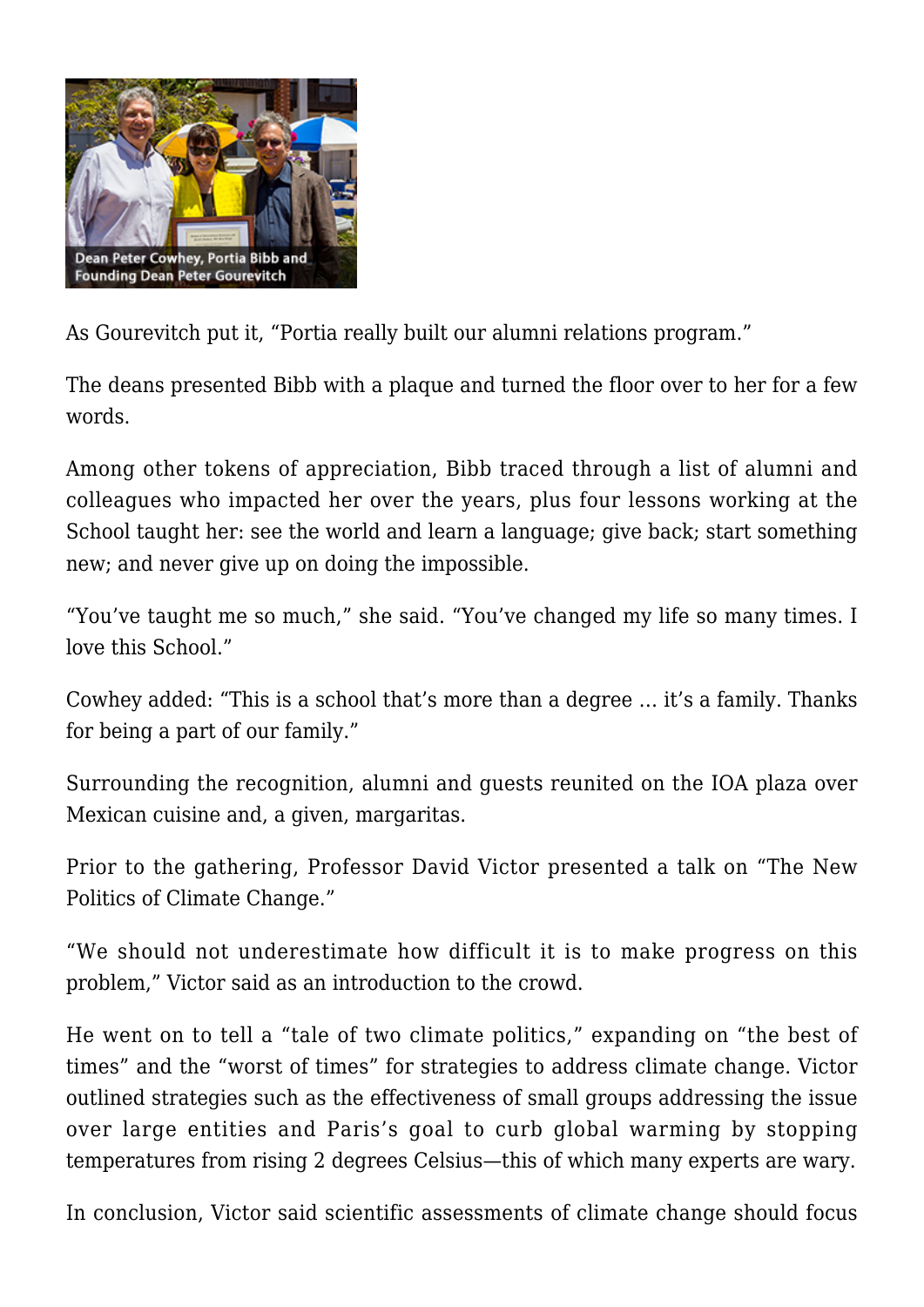Dean Peter Cowhey, Portia Bibb and Founding Dean Peter Gourevitch

As Gourevitch put it, "Portia really built our alumni relations program."

The deans presented Bibb with a plaque and turned the floor over to her for a few words.

Among other tokens of appreciation, Bibb traced through a list of alumni and colleagues who impacted her over the years, plus four lessons working at the School taught her: see the world and learn a language; give back; start something new; and never give up on doing the impossible.

"You've taught me so much," she said. "You've changed my life so many times. I love this School."

Cowhey added: "This is a school that's more than a degree … it's a family. Thanks for being a part of our family."

Surrounding the recognition, alumni and guests reunited on the IOA plaza over Mexican cuisine and, a given, margaritas.

Prior to the gathering, Professor David Victor presented a talk on "The New Politics of Climate Change."

"We should not underestimate how difficult it is to make progress on this problem," Victor said as an introduction to the crowd.

He went on to tell a "tale of two climate politics," expanding on "the best of times" and the "worst of times" for strategies to address climate change. Victor outlined strategies such as the effectiveness of small groups addressing the issue over large entities and Paris's goal to curb global warming by stopping temperatures from rising 2 degrees Celsius—this of which many experts are wary.

In conclusion, Victor said scientific assessments of climate change should focus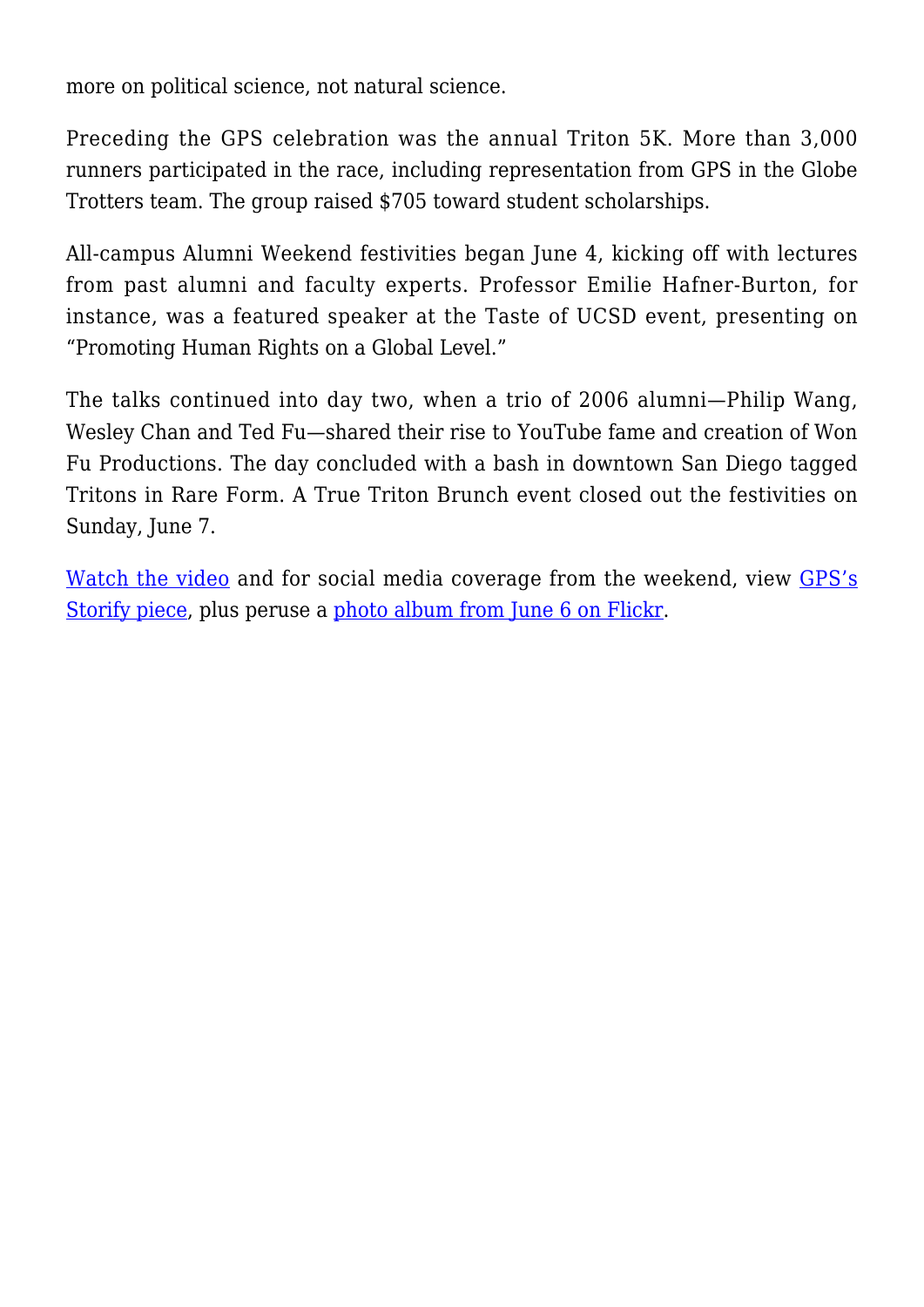more on political science, not natural science.

Preceding the GPS celebration was the annual Triton 5K. More than 3,000 runners participated in the race, including representation from GPS in the Globe Trotters team. The group raised $705 toward student scholarships.

All-campus Alumni Weekend festivities began June 4, kicking off with lectures from past alumni and faculty experts. Professor Emilie Hafner-Burton, for instance, was a featured speaker at the Taste of UCSD event, presenting on "Promoting Human Rights on a Global Level."

The talks continued into day two, when a trio of 2006 alumni—Philip Wang, Wesley Chan and Ted Fu—shared their rise to YouTube fame and creation of Won Fu Productions. The day concluded with a bash in downtown San Diego tagged Tritons in Rare Form. A True Triton Brunch event closed out the festivities on Sunday, June 7.

Watch the video and for social media coverage from the weekend, view GPS's Storify piece, plus peruse a photo album from June 6 on Flickr.